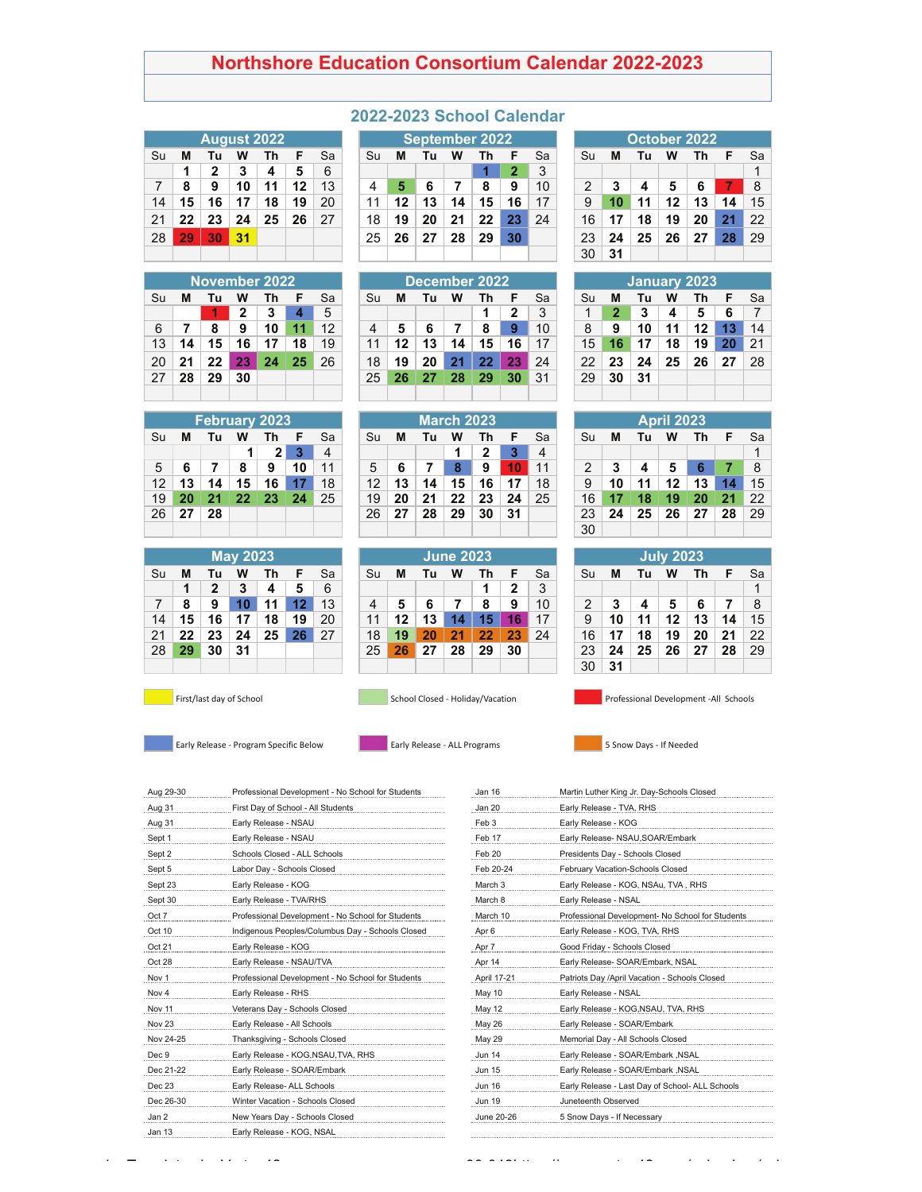# Northshore Education Consortium Calendar 2022-2023

## 2022-2023 School Calendar

### August 2022

| Su | M | Tu | W | Th | F | Sa |
|---|---|---|---|---|---|---|
| | 1 | 2 | 3 | 4 | 5 | 6 |
| 7 | 8 | 9 | 10 | 11 | 12 | 13 |
| 14 | 15 | 16 | 17 | 18 | 19 | 20 |
| 21 | 22 | 23 | 24 | 25 | 26 | 27 |
| 28 | 29 | 30 | 31 | | | |

### September 2022

| Su | M | Tu | W | Th | F | Sa |
|---|---|---|---|---|---|---|
| | | | | 1 | 2 | 3 |
| 4 | 5 | 6 | 7 | 8 | 9 | 10 |
| 11 | 12 | 13 | 14 | 15 | 16 | 17 |
| 18 | 19 | 20 | 21 | 22 | 23 | 24 |
| 25 | 26 | 27 | 28 | 29 | 30 | |

### October 2022

| Su | M | Tu | W | Th | F | Sa |
|---|---|---|---|---|---|---|
| | | | | | | 1 |
| 2 | 3 | 4 | 5 | 6 | 7 | 8 |
| 9 | 10 | 11 | 12 | 13 | 14 | 15 |
| 16 | 17 | 18 | 19 | 20 | 21 | 22 |
| 23 | 24 | 25 | 26 | 27 | 28 | 29 |
| 30 | 31 | | | | | |

### November 2022

| Su | M | Tu | W | Th | F | Sa |
|---|---|---|---|---|---|---|
| | | 1 | 2 | 3 | 4 | 5 |
| 6 | 7 | 8 | 9 | 10 | 11 | 12 |
| 13 | 14 | 15 | 16 | 17 | 18 | 19 |
| 20 | 21 | 22 | 23 | 24 | 25 | 26 |
| 27 | 28 | 29 | 30 | | | |

### December 2022

| Su | M | Tu | W | Th | F | Sa |
|---|---|---|---|---|---|---|
| | | | | 1 | 2 | 3 |
| 4 | 5 | 6 | 7 | 8 | 9 | 10 |
| 11 | 12 | 13 | 14 | 15 | 16 | 17 |
| 18 | 19 | 20 | 21 | 22 | 23 | 24 |
| 25 | 26 | 27 | 28 | 29 | 30 | 31 |

### January 2023

| Su | M | Tu | W | Th | F | Sa |
|---|---|---|---|---|---|---|
| 1 | 2 | 3 | 4 | 5 | 6 | 7 |
| 8 | 9 | 10 | 11 | 12 | 13 | 14 |
| 15 | 16 | 17 | 18 | 19 | 20 | 21 |
| 22 | 23 | 24 | 25 | 26 | 27 | 28 |
| 29 | 30 | 31 | | | | |

### February 2023

| Su | M | Tu | W | Th | F | Sa |
|---|---|---|---|---|---|---|
| | | | 1 | 2 | 3 | 4 |
| 5 | 6 | 7 | 8 | 9 | 10 | 11 |
| 12 | 13 | 14 | 15 | 16 | 17 | 18 |
| 19 | 20 | 21 | 22 | 23 | 24 | 25 |
| 26 | 27 | 28 | | | | |

### March 2023

| Su | M | Tu | W | Th | F | Sa |
|---|---|---|---|---|---|---|
| | | | 1 | 2 | 3 | 4 |
| 5 | 6 | 7 | 8 | 9 | 10 | 11 |
| 12 | 13 | 14 | 15 | 16 | 17 | 18 |
| 19 | 20 | 21 | 22 | 23 | 24 | 25 |
| 26 | 27 | 28 | 29 | 30 | 31 | |

### April 2023

| Su | M | Tu | W | Th | F | Sa |
|---|---|---|---|---|---|---|
| | | | | | | 1 |
| 2 | 3 | 4 | 5 | 6 | 7 | 8 |
| 9 | 10 | 11 | 12 | 13 | 14 | 15 |
| 16 | 17 | 18 | 19 | 20 | 21 | 22 |
| 23 | 24 | 25 | 26 | 27 | 28 | 29 |
| 30 | | | | | | |

### May 2023

| Su | M | Tu | W | Th | F | Sa |
|---|---|---|---|---|---|---|
| | 1 | 2 | 3 | 4 | 5 | 6 |
| 7 | 8 | 9 | 10 | 11 | 12 | 13 |
| 14 | 15 | 16 | 17 | 18 | 19 | 20 |
| 21 | 22 | 23 | 24 | 25 | 26 | 27 |
| 28 | 29 | 30 | 31 | | | |

### June 2023

| Su | M | Tu | W | Th | F | Sa |
|---|---|---|---|---|---|---|
| | | | | 1 | 2 | 3 |
| 4 | 5 | 6 | 7 | 8 | 9 | 10 |
| 11 | 12 | 13 | 14 | 15 | 16 | 17 |
| 18 | 19 | 20 | 21 | 22 | 23 | 24 |
| 25 | 26 | 27 | 28 | 29 | 30 | |

### July 2023

| Su | M | Tu | W | Th | F | Sa |
|---|---|---|---|---|---|---|
| | | | | | | 1 |
| 2 | 3 | 4 | 5 | 6 | 7 | 8 |
| 9 | 10 | 11 | 12 | 13 | 14 | 15 |
| 16 | 17 | 18 | 19 | 20 | 21 | 22 |
| 23 | 24 | 25 | 26 | 27 | 28 | 29 |
| 30 | 31 | | | | | |

**Legend:**

- First/last day of School
- School Closed - Holiday/Vacation
- Professional Development -All Schools
- Early Release - Program Specific Below
- Early Release - ALL Programs
- 5 Snow Days - If Needed

| Date | Event |
|---|---|
| Aug 29-30 | Professional Development - No School for Students |
| Aug 31 | First Day of School - All Students |
| Aug 31 | Early Release - NSAU |
| Sept 1 | Early Release - NSAU |
| Sept 2 | Schools Closed - ALL Schools |
| Sept 5 | Labor Day - Schools Closed |
| Sept 23 | Early Release - KOG |
| Sept 30 | Early Release - TVA/RHS |
| Oct 7 | Professional Development - No School for Students |
| Oct 10 | Indigenous Peoples/Columbus Day - Schools Closed |
| Oct 21 | Early Release - KOG |
| Oct 28 | Early Release - NSAU/TVA |
| Nov 1 | Professional Development - No School for Students |
| Nov 4 | Early Release - RHS |
| Nov 11 | Veterans Day - Schools Closed |
| Nov 23 | Early Release - All Schools |
| Nov 24-25 | Thanksgiving - Schools Closed |
| Dec 9 | Early Release - KOG,NSAU,TVA, RHS |
| Dec 21-22 | Early Release - SOAR/Embark |
| Dec 23 | Early Release- ALL Schools |
| Dec 26-30 | Winter Vacation - Schools Closed |
| Jan 2 | New Years Day - Schools Closed |
| Jan 13 | Early Release - KOG, NSAL |
| Jan 16 | Martin Luther King Jr. Day-Schools Closed |
| Jan 20 | Early Release - TVA, RHS |
| Feb 3 | Early Release - KOG |
| Feb 17 | Early Release- NSAU,SOAR/Embark |
| Feb 20 | Presidents Day - Schools Closed |
| Feb 20-24 | February Vacation-Schools Closed |
| March 3 | Early Release - KOG, NSAu, TVA , RHS |
| March 8 | Early Release - NSAL |
| March 10 | Professional Development- No School for Students |
| Apr 6 | Early Release - KOG, TVA, RHS |
| Apr 7 | Good Friday - Schools Closed |
| Apr 14 | Early Release- SOAR/Embark, NSAL |
| April 17-21 | Patriots Day /April Vacation - Schools Closed |
| May 10 | Early Release - NSAL |
| May 12 | Early Release - KOG,NSAU, TVA, RHS |
| May 26 | Early Release - SOAR/Embark |
| May 29 | Memorial Day - All Schools Closed |
| Jun 14 | Early Release - SOAR/Embark ,NSAL |
| Jun 15 | Early Release - SOAR/Embark ,NSAL |
| Jun 16 | Early Release - Last Day of School- ALL Schools |
| Jun 19 | Juneteenth Observed |
| June 20-26 | 5 Snow Days - If Necessary |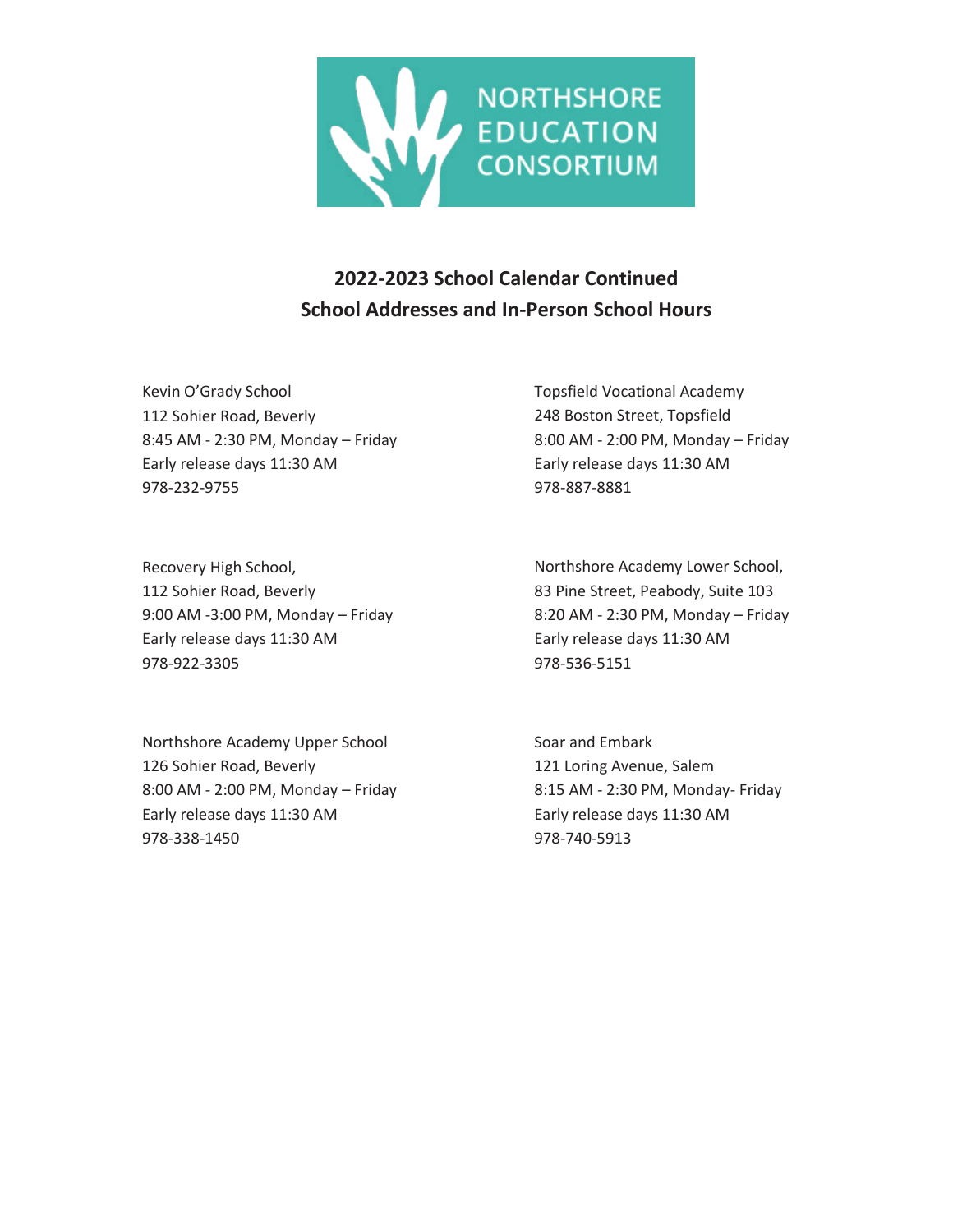NORTHSHORE EDUCATION CONSORTIUM

## 2022-2023 School Calendar Continued
## School Addresses and In-Person School Hours

Kevin O'Grady School
112 Sohier Road, Beverly
8:45 AM - 2:30 PM, Monday – Friday
Early release days 11:30 AM
978-232-9755

Topsfield Vocational Academy
248 Boston Street, Topsfield
8:00 AM - 2:00 PM, Monday – Friday
Early release days 11:30 AM
978-887-8881

Recovery High School,
112 Sohier Road, Beverly
9:00 AM -3:00 PM, Monday – Friday
Early release days 11:30 AM
978-922-3305

Northshore Academy Lower School,
83 Pine Street, Peabody, Suite 103
8:20 AM - 2:30 PM, Monday – Friday
Early release days 11:30 AM
978-536-5151

Northshore Academy Upper School
126 Sohier Road, Beverly
8:00 AM - 2:00 PM, Monday – Friday
Early release days 11:30 AM
978-338-1450

Soar and Embark
121 Loring Avenue, Salem
8:15 AM - 2:30 PM, Monday- Friday
Early release days 11:30 AM
978-740-5913